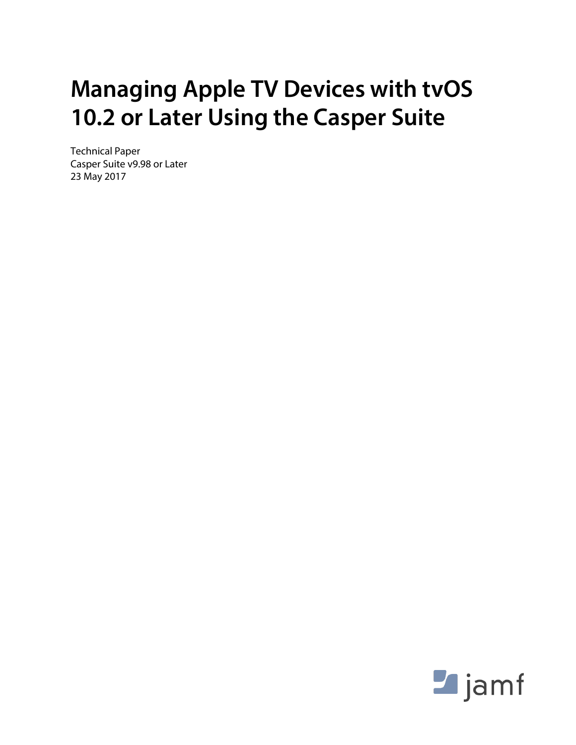# Managing Apple TV Devices with tvOS 10.2 or Later Using the Casper Suite

Technical Paper
Casper Suite v9.98 or Later
23 May 2017

jamf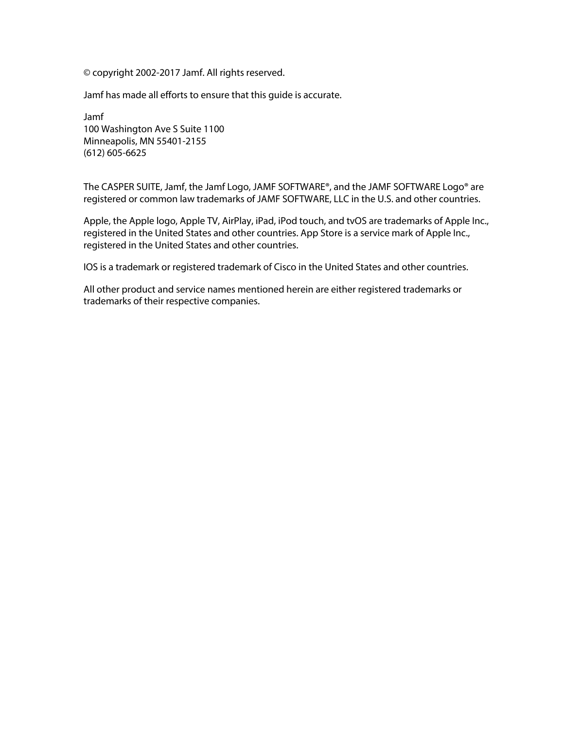© copyright 2002-2017 Jamf. All rights reserved.

Jamf has made all efforts to ensure that this guide is accurate.

Jamf  
100 Washington Ave S Suite 1100  
Minneapolis, MN 55401-2155  
(612) 605-6625

The CASPER SUITE, Jamf, the Jamf Logo, JAMF SOFTWARE®, and the JAMF SOFTWARE Logo® are registered or common law trademarks of JAMF SOFTWARE, LLC in the U.S. and other countries.

Apple, the Apple logo, Apple TV, AirPlay, iPad, iPod touch, and tvOS are trademarks of Apple Inc., registered in the United States and other countries. App Store is a service mark of Apple Inc., registered in the United States and other countries.

IOS is a trademark or registered trademark of Cisco in the United States and other countries.

All other product and service names mentioned herein are either registered trademarks or trademarks of their respective companies.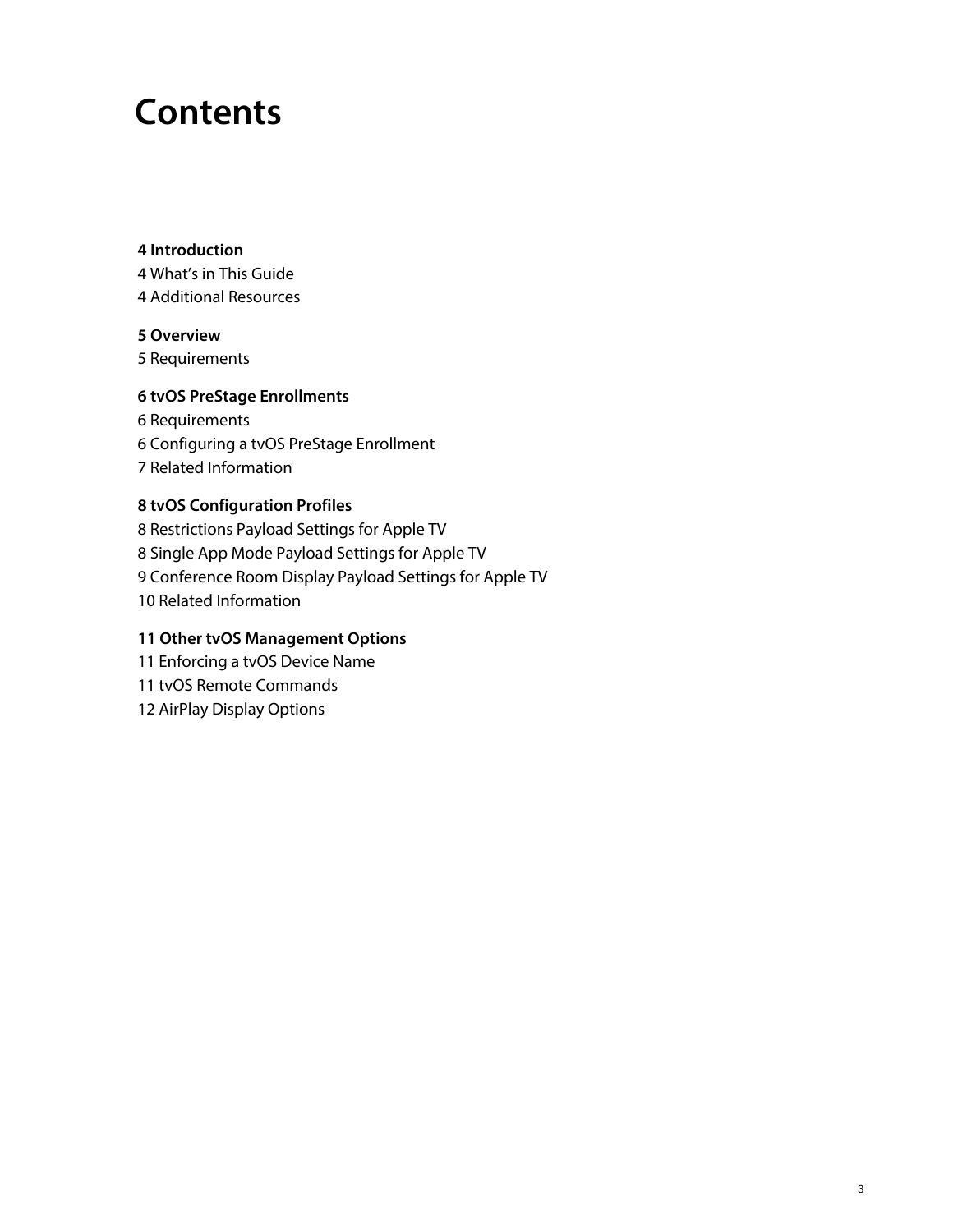# Contents

**4 Introduction**
4 What's in This Guide
4 Additional Resources

**5 Overview**
5 Requirements

**6 tvOS PreStage Enrollments**
6 Requirements
6 Configuring a tvOS PreStage Enrollment
7 Related Information

**8 tvOS Configuration Profiles**
8 Restrictions Payload Settings for Apple TV
8 Single App Mode Payload Settings for Apple TV
9 Conference Room Display Payload Settings for Apple TV
10 Related Information

**11 Other tvOS Management Options**
11 Enforcing a tvOS Device Name
11 tvOS Remote Commands
12 AirPlay Display Options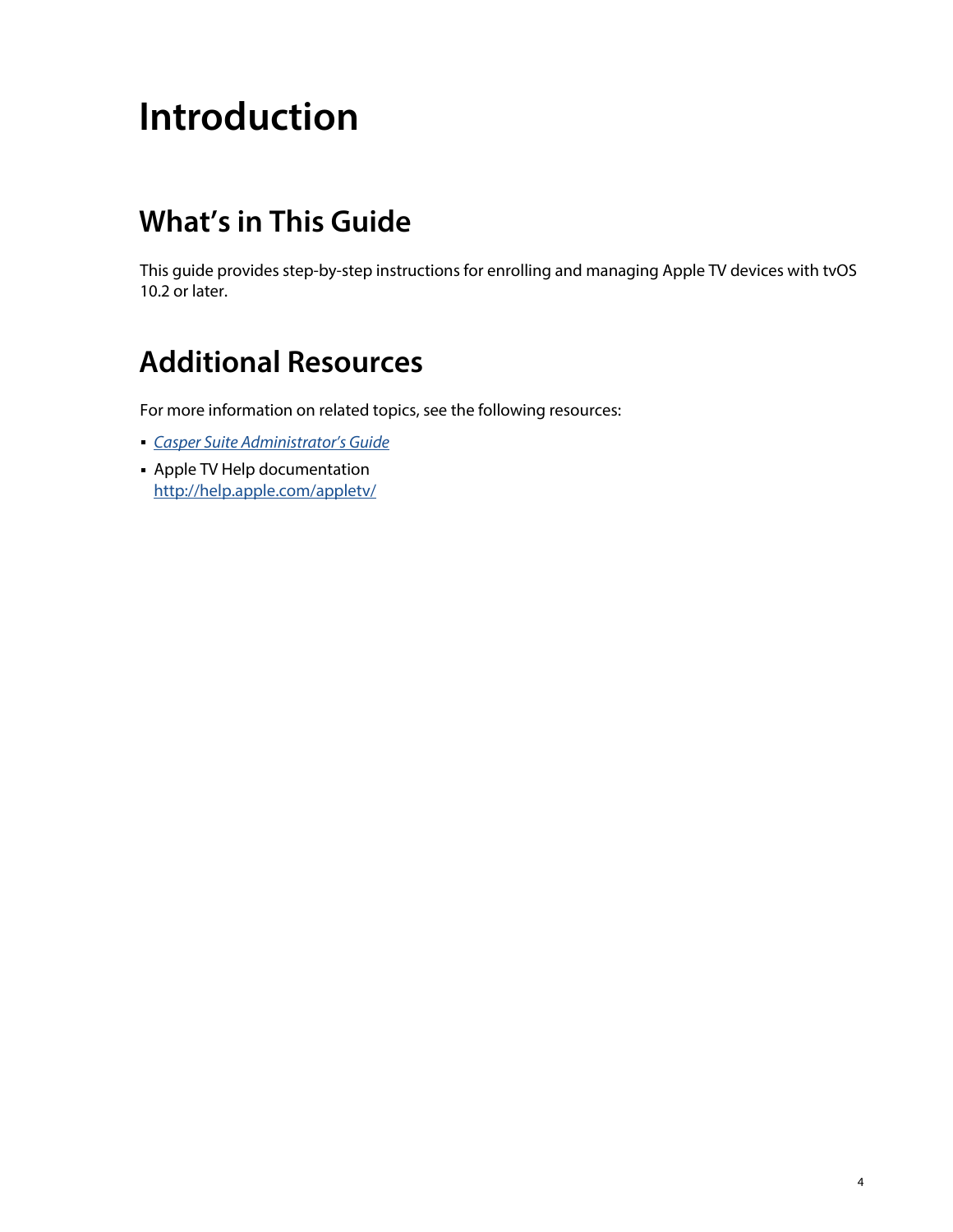# Introduction

## What's in This Guide

This guide provides step-by-step instructions for enrolling and managing Apple TV devices with tvOS 10.2 or later.

## Additional Resources

For more information on related topics, see the following resources:

- *Casper Suite Administrator's Guide*
- Apple TV Help documentation
  http://help.apple.com/appletv/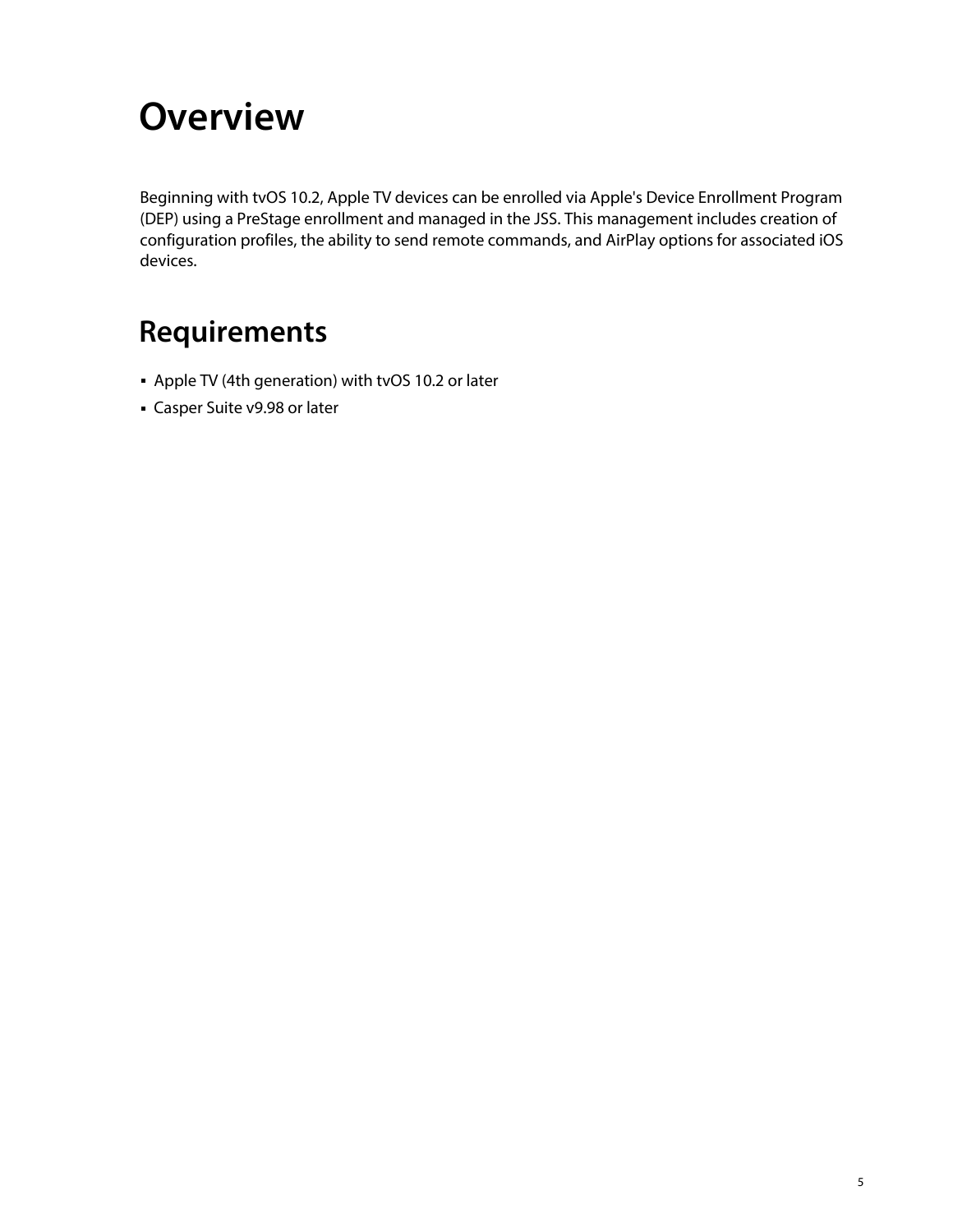# Overview

Beginning with tvOS 10.2, Apple TV devices can be enrolled via Apple's Device Enrollment Program (DEP) using a PreStage enrollment and managed in the JSS. This management includes creation of configuration profiles, the ability to send remote commands, and AirPlay options for associated iOS devices.

# Requirements

- Apple TV (4th generation) with tvOS 10.2 or later
- Casper Suite v9.98 or later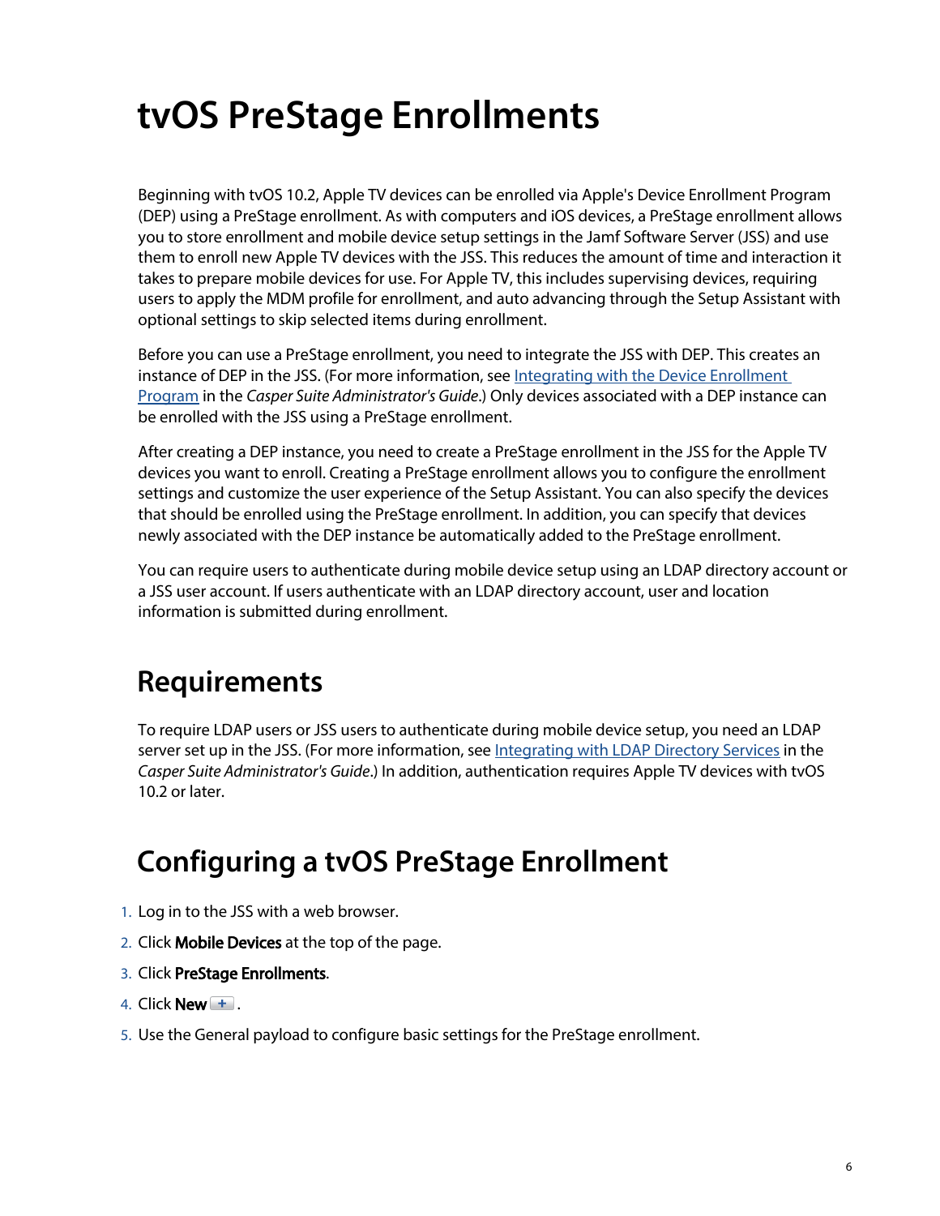# tvOS PreStage Enrollments

Beginning with tvOS 10.2, Apple TV devices can be enrolled via Apple's Device Enrollment Program (DEP) using a PreStage enrollment. As with computers and iOS devices, a PreStage enrollment allows you to store enrollment and mobile device setup settings in the Jamf Software Server (JSS) and use them to enroll new Apple TV devices with the JSS. This reduces the amount of time and interaction it takes to prepare mobile devices for use. For Apple TV, this includes supervising devices, requiring users to apply the MDM profile for enrollment, and auto advancing through the Setup Assistant with optional settings to skip selected items during enrollment.

Before you can use a PreStage enrollment, you need to integrate the JSS with DEP. This creates an instance of DEP in the JSS. (For more information, see Integrating with the Device Enrollment Program in the *Casper Suite Administrator's Guide*.) Only devices associated with a DEP instance can be enrolled with the JSS using a PreStage enrollment.

After creating a DEP instance, you need to create a PreStage enrollment in the JSS for the Apple TV devices you want to enroll. Creating a PreStage enrollment allows you to configure the enrollment settings and customize the user experience of the Setup Assistant. You can also specify the devices that should be enrolled using the PreStage enrollment. In addition, you can specify that devices newly associated with the DEP instance be automatically added to the PreStage enrollment.

You can require users to authenticate during mobile device setup using an LDAP directory account or a JSS user account. If users authenticate with an LDAP directory account, user and location information is submitted during enrollment.

## Requirements

To require LDAP users or JSS users to authenticate during mobile device setup, you need an LDAP server set up in the JSS. (For more information, see Integrating with LDAP Directory Services in the *Casper Suite Administrator's Guide*.) In addition, authentication requires Apple TV devices with tvOS 10.2 or later.

## Configuring a tvOS PreStage Enrollment

1. Log in to the JSS with a web browser.
2. Click **Mobile Devices** at the top of the page.
3. Click **PreStage Enrollments**.
4. Click **New** + .
5. Use the General payload to configure basic settings for the PreStage enrollment.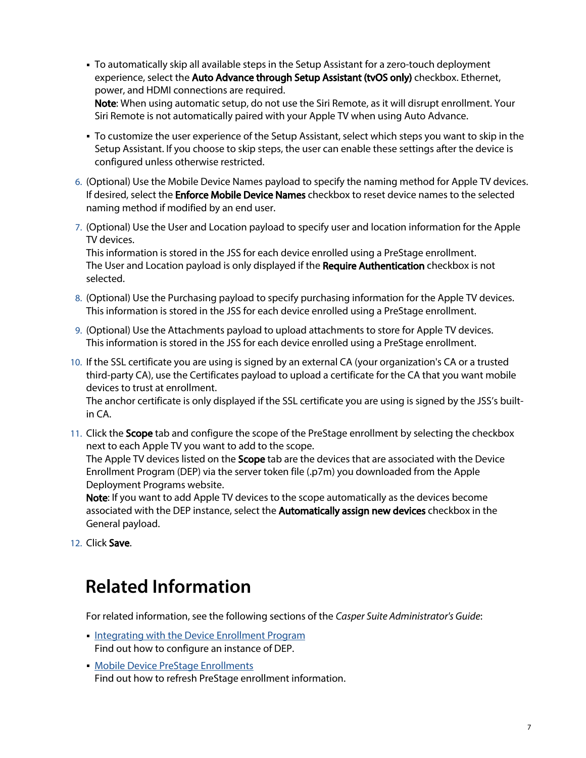- To automatically skip all available steps in the Setup Assistant for a zero-touch deployment experience, select the **Auto Advance through Setup Assistant (tvOS only)** checkbox. Ethernet, power, and HDMI connections are required.
  **Note**: When using automatic setup, do not use the Siri Remote, as it will disrupt enrollment. Your Siri Remote is not automatically paired with your Apple TV when using Auto Advance.
- To customize the user experience of the Setup Assistant, select which steps you want to skip in the Setup Assistant. If you choose to skip steps, the user can enable these settings after the device is configured unless otherwise restricted.

6. (Optional) Use the Mobile Device Names payload to specify the naming method for Apple TV devices. If desired, select the **Enforce Mobile Device Names** checkbox to reset device names to the selected naming method if modified by an end user.
7. (Optional) Use the User and Location payload to specify user and location information for the Apple TV devices.
   This information is stored in the JSS for each device enrolled using a PreStage enrollment.
   The User and Location payload is only displayed if the **Require Authentication** checkbox is not selected.
8. (Optional) Use the Purchasing payload to specify purchasing information for the Apple TV devices. This information is stored in the JSS for each device enrolled using a PreStage enrollment.
9. (Optional) Use the Attachments payload to upload attachments to store for Apple TV devices. This information is stored in the JSS for each device enrolled using a PreStage enrollment.
10. If the SSL certificate you are using is signed by an external CA (your organization's CA or a trusted third-party CA), use the Certificates payload to upload a certificate for the CA that you want mobile devices to trust at enrollment.
    The anchor certificate is only displayed if the SSL certificate you are using is signed by the JSS's built-in CA.
11. Click the **Scope** tab and configure the scope of the PreStage enrollment by selecting the checkbox next to each Apple TV you want to add to the scope.
    The Apple TV devices listed on the **Scope** tab are the devices that are associated with the Device Enrollment Program (DEP) via the server token file (.p7m) you downloaded from the Apple Deployment Programs website.
    **Note**: If you want to add Apple TV devices to the scope automatically as the devices become associated with the DEP instance, select the **Automatically assign new devices** checkbox in the General payload.
12. Click **Save**.

# Related Information

For related information, see the following sections of the *Casper Suite Administrator's Guide*:

- Integrating with the Device Enrollment Program
  Find out how to configure an instance of DEP.
- Mobile Device PreStage Enrollments
  Find out how to refresh PreStage enrollment information.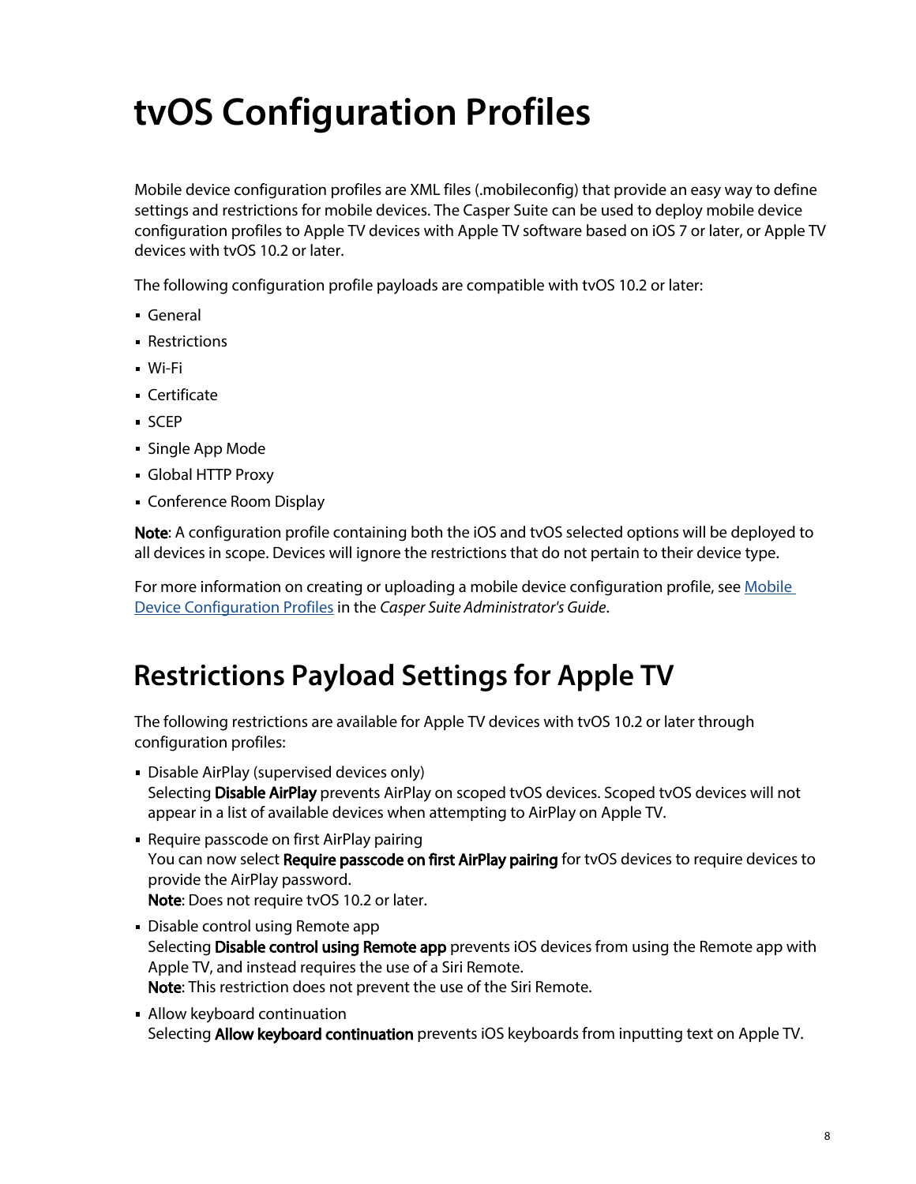# tvOS Configuration Profiles

Mobile device configuration profiles are XML files (.mobileconfig) that provide an easy way to define settings and restrictions for mobile devices. The Casper Suite can be used to deploy mobile device configuration profiles to Apple TV devices with Apple TV software based on iOS 7 or later, or Apple TV devices with tvOS 10.2 or later.

The following configuration profile payloads are compatible with tvOS 10.2 or later:

- General
- Restrictions
- Wi-Fi
- Certificate
- SCEP
- Single App Mode
- Global HTTP Proxy
- Conference Room Display

**Note**: A configuration profile containing both the iOS and tvOS selected options will be deployed to all devices in scope. Devices will ignore the restrictions that do not pertain to their device type.

For more information on creating or uploading a mobile device configuration profile, see [Mobile Device Configuration Profiles]() in the *Casper Suite Administrator's Guide*.

# Restrictions Payload Settings for Apple TV

The following restrictions are available for Apple TV devices with tvOS 10.2 or later through configuration profiles:

- Disable AirPlay (supervised devices only)
  Selecting **Disable AirPlay** prevents AirPlay on scoped tvOS devices. Scoped tvOS devices will not appear in a list of available devices when attempting to AirPlay on Apple TV.
- Require passcode on first AirPlay pairing
  You can now select **Require passcode on first AirPlay pairing** for tvOS devices to require devices to provide the AirPlay password.
  **Note**: Does not require tvOS 10.2 or later.
- Disable control using Remote app
  Selecting **Disable control using Remote app** prevents iOS devices from using the Remote app with Apple TV, and instead requires the use of a Siri Remote.
  **Note**: This restriction does not prevent the use of the Siri Remote.
- Allow keyboard continuation
  Selecting **Allow keyboard continuation** prevents iOS keyboards from inputting text on Apple TV.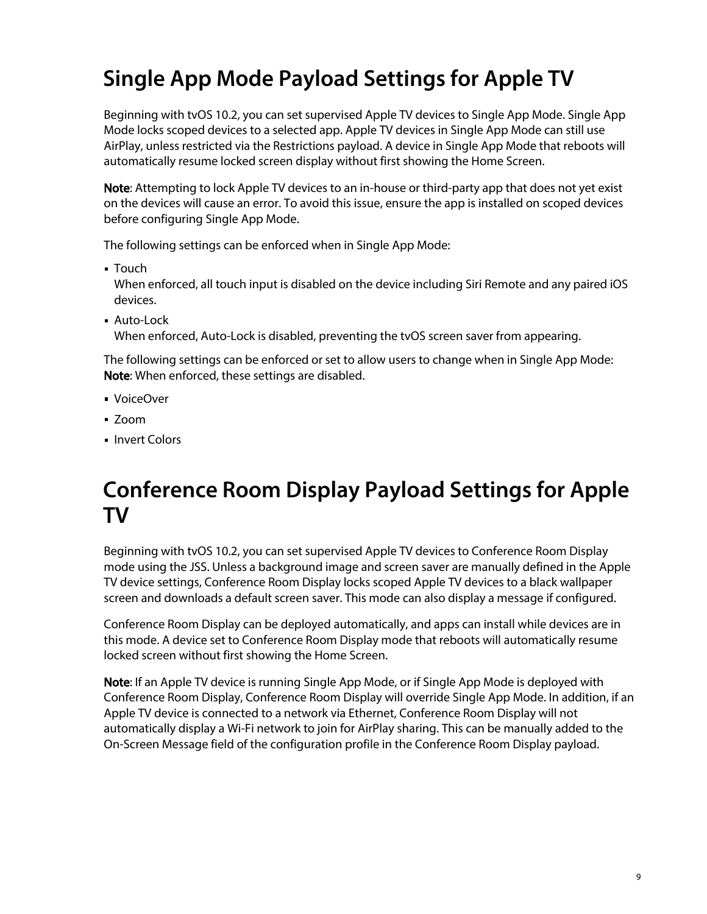# Single App Mode Payload Settings for Apple TV

Beginning with tvOS 10.2, you can set supervised Apple TV devices to Single App Mode. Single App Mode locks scoped devices to a selected app. Apple TV devices in Single App Mode can still use AirPlay, unless restricted via the Restrictions payload. A device in Single App Mode that reboots will automatically resume locked screen display without first showing the Home Screen.

**Note**: Attempting to lock Apple TV devices to an in-house or third-party app that does not yet exist on the devices will cause an error. To avoid this issue, ensure the app is installed on scoped devices before configuring Single App Mode.

The following settings can be enforced when in Single App Mode:

- Touch
  When enforced, all touch input is disabled on the device including Siri Remote and any paired iOS devices.
- Auto-Lock
  When enforced, Auto-Lock is disabled, preventing the tvOS screen saver from appearing.

The following settings can be enforced or set to allow users to change when in Single App Mode:
**Note**: When enforced, these settings are disabled.

- VoiceOver
- Zoom
- Invert Colors

# Conference Room Display Payload Settings for Apple TV

Beginning with tvOS 10.2, you can set supervised Apple TV devices to Conference Room Display mode using the JSS. Unless a background image and screen saver are manually defined in the Apple TV device settings, Conference Room Display locks scoped Apple TV devices to a black wallpaper screen and downloads a default screen saver. This mode can also display a message if configured.

Conference Room Display can be deployed automatically, and apps can install while devices are in this mode. A device set to Conference Room Display mode that reboots will automatically resume locked screen without first showing the Home Screen.

**Note**: If an Apple TV device is running Single App Mode, or if Single App Mode is deployed with Conference Room Display, Conference Room Display will override Single App Mode. In addition, if an Apple TV device is connected to a network via Ethernet, Conference Room Display will not automatically display a Wi-Fi network to join for AirPlay sharing. This can be manually added to the On-Screen Message field of the configuration profile in the Conference Room Display payload.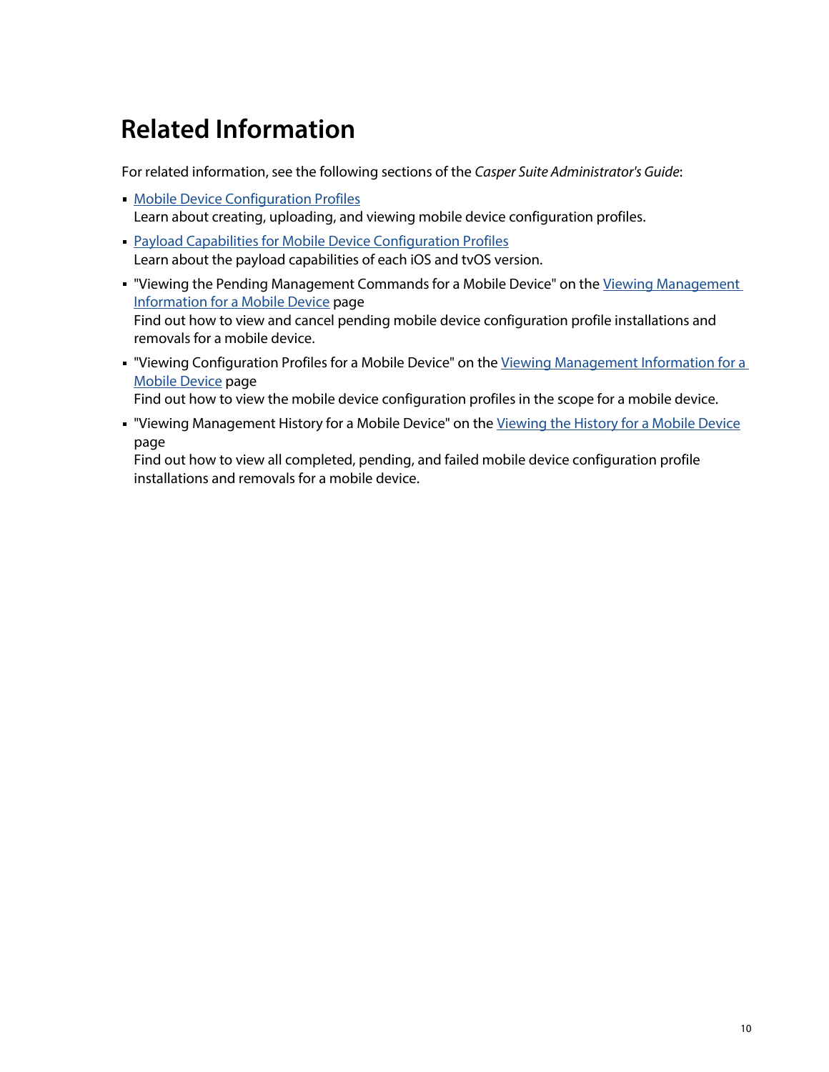# Related Information

For related information, see the following sections of the *Casper Suite Administrator's Guide*:

- Mobile Device Configuration Profiles
  Learn about creating, uploading, and viewing mobile device configuration profiles.
- Payload Capabilities for Mobile Device Configuration Profiles
  Learn about the payload capabilities of each iOS and tvOS version.
- "Viewing the Pending Management Commands for a Mobile Device" on the Viewing Management Information for a Mobile Device page
  Find out how to view and cancel pending mobile device configuration profile installations and removals for a mobile device.
- "Viewing Configuration Profiles for a Mobile Device" on the Viewing Management Information for a Mobile Device page
  Find out how to view the mobile device configuration profiles in the scope for a mobile device.
- "Viewing Management History for a Mobile Device" on the Viewing the History for a Mobile Device page
  Find out how to view all completed, pending, and failed mobile device configuration profile installations and removals for a mobile device.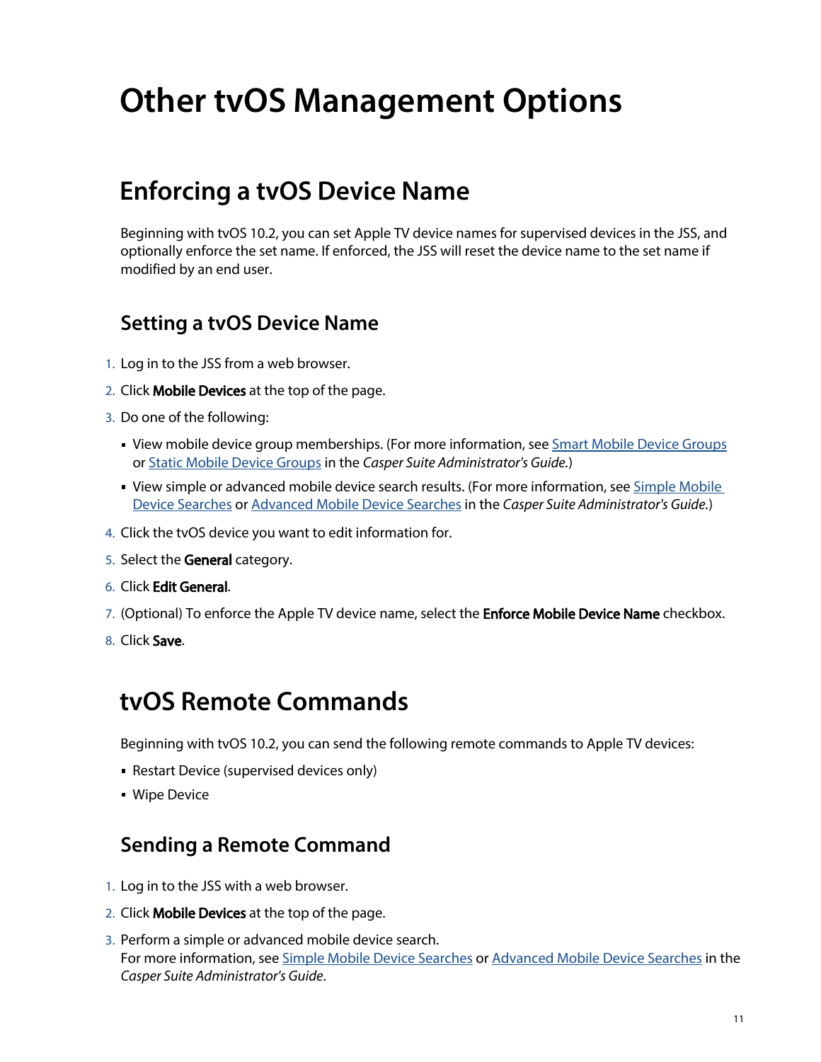# Other tvOS Management Options

## Enforcing a tvOS Device Name

Beginning with tvOS 10.2, you can set Apple TV device names for supervised devices in the JSS, and optionally enforce the set name. If enforced, the JSS will reset the device name to the set name if modified by an end user.

### Setting a tvOS Device Name

1. Log in to the JSS from a web browser.
2. Click **Mobile Devices** at the top of the page.
3. Do one of the following:
   - View mobile device group memberships. (For more information, see Smart Mobile Device Groups or Static Mobile Device Groups in the *Casper Suite Administrator's Guide.*)
   - View simple or advanced mobile device search results. (For more information, see Simple Mobile Device Searches or Advanced Mobile Device Searches in the *Casper Suite Administrator's Guide.*)
4. Click the tvOS device you want to edit information for.
5. Select the **General** category.
6. Click **Edit General**.
7. (Optional) To enforce the Apple TV device name, select the **Enforce Mobile Device Name** checkbox.
8. Click **Save**.

## tvOS Remote Commands

Beginning with tvOS 10.2, you can send the following remote commands to Apple TV devices:

- Restart Device (supervised devices only)
- Wipe Device

### Sending a Remote Command

1. Log in to the JSS with a web browser.
2. Click **Mobile Devices** at the top of the page.
3. Perform a simple or advanced mobile device search.
   For more information, see Simple Mobile Device Searches or Advanced Mobile Device Searches in the *Casper Suite Administrator's Guide*.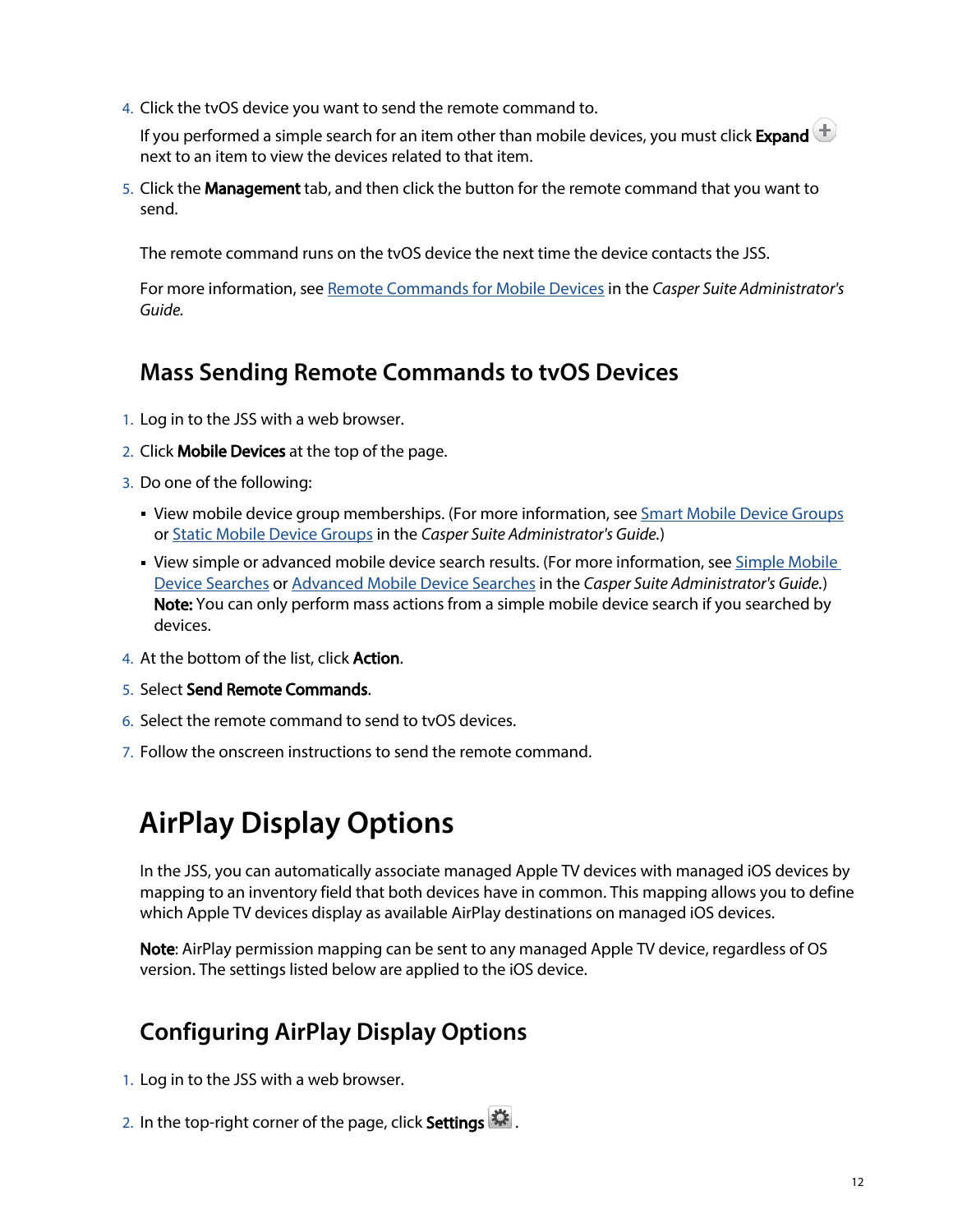4. Click the tvOS device you want to send the remote command to.

   If you performed a simple search for an item other than mobile devices, you must click **Expand** next to an item to view the devices related to that item.

5. Click the **Management** tab, and then click the button for the remote command that you want to send.

   The remote command runs on the tvOS device the next time the device contacts the JSS.

   For more information, see Remote Commands for Mobile Devices in the *Casper Suite Administrator's Guide.*

## Mass Sending Remote Commands to tvOS Devices

1. Log in to the JSS with a web browser.
2. Click **Mobile Devices** at the top of the page.
3. Do one of the following:
   - View mobile device group memberships. (For more information, see Smart Mobile Device Groups or Static Mobile Device Groups in the *Casper Suite Administrator's Guide.*)
   - View simple or advanced mobile device search results. (For more information, see Simple Mobile Device Searches or Advanced Mobile Device Searches in the *Casper Suite Administrator's Guide.*)
     **Note:** You can only perform mass actions from a simple mobile device search if you searched by devices.
4. At the bottom of the list, click **Action**.
5. Select **Send Remote Commands**.
6. Select the remote command to send to tvOS devices.
7. Follow the onscreen instructions to send the remote command.

# AirPlay Display Options

In the JSS, you can automatically associate managed Apple TV devices with managed iOS devices by mapping to an inventory field that both devices have in common. This mapping allows you to define which Apple TV devices display as available AirPlay destinations on managed iOS devices.

**Note**: AirPlay permission mapping can be sent to any managed Apple TV device, regardless of OS version. The settings listed below are applied to the iOS device.

## Configuring AirPlay Display Options

1. Log in to the JSS with a web browser.
2. In the top-right corner of the page, click **Settings** .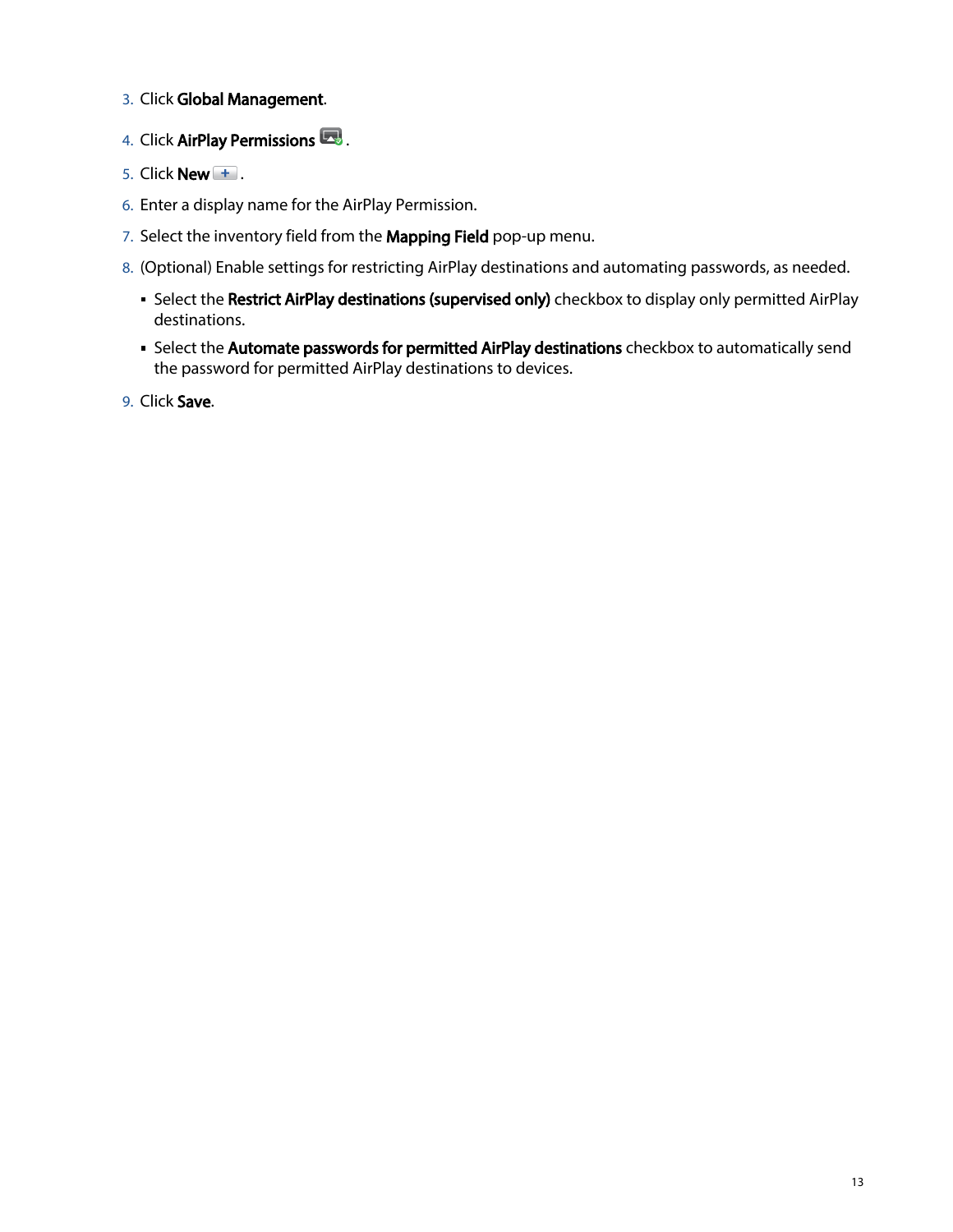3. Click **Global Management**.
4. Click **AirPlay Permissions** .
5. Click **New** .
6. Enter a display name for the AirPlay Permission.
7. Select the inventory field from the **Mapping Field** pop-up menu.
8. (Optional) Enable settings for restricting AirPlay destinations and automating passwords, as needed.
   - Select the **Restrict AirPlay destinations (supervised only)** checkbox to display only permitted AirPlay destinations.
   - Select the **Automate passwords for permitted AirPlay destinations** checkbox to automatically send the password for permitted AirPlay destinations to devices.
9. Click **Save**.